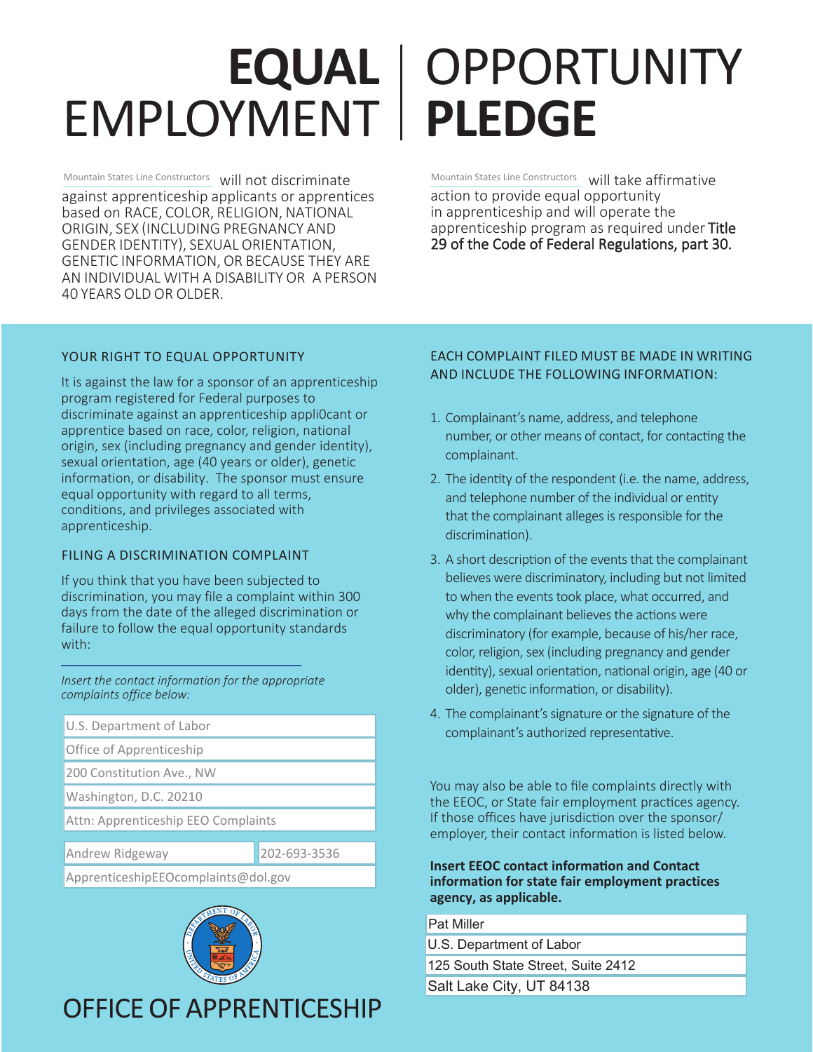# EQUAL EMPLOYMENT OPPORTUNITY PLEDGE

Mountain States Line Constructors will not discriminate against apprenticeship applicants or apprentices based on RACE, COLOR, RELIGION, NATIONAL ORIGIN, SEX (INCLUDING PREGNANCY AND GENDER IDENTITY), SEXUAL ORIENTATION, GENETIC INFORMATION, OR BECAUSE THEY ARE AN INDIVIDUAL WITH A DISABILITY OR A PERSON 40 YEARS OLD OR OLDER.

Mountain States Line Constructors will take affirmative action to provide equal opportunity in apprenticeship and will operate the apprenticeship program as required under Title 29 of the Code of Federal Regulations, part 30.

## YOUR RIGHT TO EQUAL OPPORTUNITY

It is against the law for a sponsor of an apprenticeship program registered for Federal purposes to discriminate against an apprenticeship appli0cant or apprentice based on race, color, religion, national origin, sex (including pregnancy and gender identity), sexual orientation, age (40 years or older), genetic information, or disability. The sponsor must ensure equal opportunity with regard to all terms, conditions, and privileges associated with apprenticeship.

## FILING A DISCRIMINATION COMPLAINT

If you think that you have been subjected to discrimination, you may file a complaint within 300 days from the date of the alleged discrimination or failure to follow the equal opportunity standards with:

*Insert the contact information for the appropriate complaints office below:*

U.S. Department of Labor
Office of Apprenticeship
200 Constitution Ave., NW
Washington, D.C. 20210
Attn: Apprenticeship EEO Complaints

Andrew Ridgeway 202-693-3536
ApprenticeshipEEOcomplaints@dol.gov

OFFICE OF APPRENTICESHIP

## EACH COMPLAINT FILED MUST BE MADE IN WRITING AND INCLUDE THE FOLLOWING INFORMATION:

1. Complainant's name, address, and telephone number, or other means of contact, for contacting the complainant.
2. The identity of the respondent (i.e. the name, address, and telephone number of the individual or entity that the complainant alleges is responsible for the discrimination).
3. A short description of the events that the complainant believes were discriminatory, including but not limited to when the events took place, what occurred, and why the complainant believes the actions were discriminatory (for example, because of his/her race, color, religion, sex (including pregnancy and gender identity), sexual orientation, national origin, age (40 or older), genetic information, or disability).
4. The complainant's signature or the signature of the complainant's authorized representative.

You may also be able to file complaints directly with the EEOC, or State fair employment practices agency. If those offices have jurisdiction over the sponsor/employer, their contact information is listed below.

**Insert EEOC contact information and Contact information for state fair employment practices agency, as applicable.**

Pat Miller
U.S. Department of Labor
125 South State Street, Suite 2412
Salt Lake City, UT 84138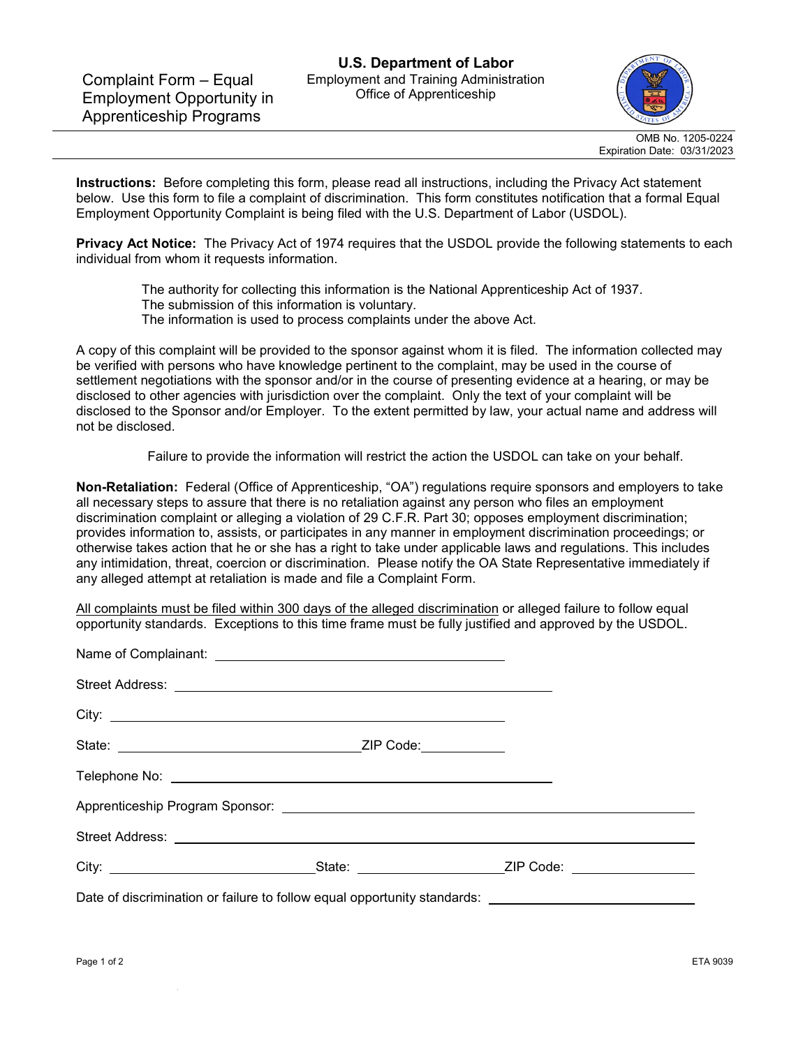# Complaint Form – Equal Employment Opportunity in Apprenticeship Programs

**U.S. Department of Labor**
Employment and Training Administration
Office of Apprenticeship

OMB No. 1205-0224
Expiration Date: 03/31/2023

**Instructions:** Before completing this form, please read all instructions, including the Privacy Act statement below. Use this form to file a complaint of discrimination. This form constitutes notification that a formal Equal Employment Opportunity Complaint is being filed with the U.S. Department of Labor (USDOL).

**Privacy Act Notice:** The Privacy Act of 1974 requires that the USDOL provide the following statements to each individual from whom it requests information.

> The authority for collecting this information is the National Apprenticeship Act of 1937.
> The submission of this information is voluntary.
> The information is used to process complaints under the above Act.

A copy of this complaint will be provided to the sponsor against whom it is filed. The information collected may be verified with persons who have knowledge pertinent to the complaint, may be used in the course of settlement negotiations with the sponsor and/or in the course of presenting evidence at a hearing, or may be disclosed to other agencies with jurisdiction over the complaint. Only the text of your complaint will be disclosed to the Sponsor and/or Employer. To the extent permitted by law, your actual name and address will not be disclosed.

Failure to provide the information will restrict the action the USDOL can take on your behalf.

**Non-Retaliation:** Federal (Office of Apprenticeship, "OA") regulations require sponsors and employers to take all necessary steps to assure that there is no retaliation against any person who files an employment discrimination complaint or alleging a violation of 29 C.F.R. Part 30; opposes employment discrimination; provides information to, assists, or participates in any manner in employment discrimination proceedings; or otherwise takes action that he or she has a right to take under applicable laws and regulations. This includes any intimidation, threat, coercion or discrimination. Please notify the OA State Representative immediately if any alleged attempt at retaliation is made and file a Complaint Form.

<u>All complaints must be filed within 300 days of the alleged discrimination</u> or alleged failure to follow equal opportunity standards. Exceptions to this time frame must be fully justified and approved by the USDOL.

Name of Complainant: ______________________________

Street Address: ______________________________

City: ______________________________

State: ____________________ ZIP Code: __________

Telephone No: ______________________________

Apprenticeship Program Sponsor: ______________________________

Street Address: ______________________________

City: ____________________ State: ____________________ ZIP Code: __________

Date of discrimination or failure to follow equal opportunity standards: ______________________________

ETA 9039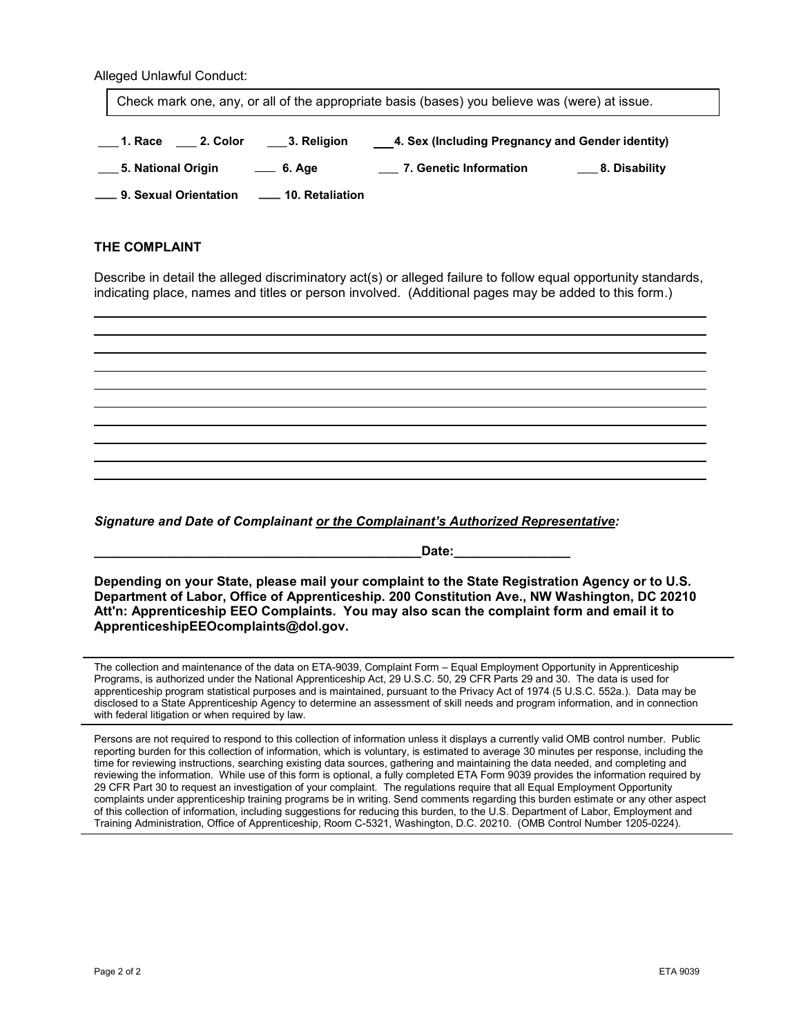Alleged Unlawful Conduct:

Check mark one, any, or all of the appropriate basis (bases) you believe was (were) at issue.

**___ 1. Race** **___ 2. Color** **___ 3. Religion** **___ 4. Sex (Including Pregnancy and Gender identity)**

**___ 5. National Origin** **___ 6. Age** **___ 7. Genetic Information** **___ 8. Disability**

**___ 9. Sexual Orientation** **___ 10. Retaliation**

### THE COMPLAINT

Describe in detail the alleged discriminatory act(s) or alleged failure to follow equal opportunity standards, indicating place, names and titles or person involved. (Additional pages may be added to this form.)

______________________________________________________________________________

______________________________________________________________________________

______________________________________________________________________________

______________________________________________________________________________

______________________________________________________________________________

______________________________________________________________________________

______________________________________________________________________________

______________________________________________________________________________

______________________________________________________________________________

______________________________________________________________________________

***Signature and Date of Complainant*** ***or the Complainant's Authorized Representative:***

**______________________________________________Date:________________**

**Depending on your State, please mail your complaint to the State Registration Agency or to U.S. Department of Labor, Office of Apprenticeship. 200 Constitution Ave., NW Washington, DC 20210 Att'n: Apprenticeship EEO Complaints. You may also scan the complaint form and email it to ApprenticeshipEEOcomplaints@dol.gov.**

---

The collection and maintenance of the data on ETA-9039, Complaint Form – Equal Employment Opportunity in Apprenticeship Programs, is authorized under the National Apprenticeship Act, 29 U.S.C. 50, 29 CFR Parts 29 and 30. The data is used for apprenticeship program statistical purposes and is maintained, pursuant to the Privacy Act of 1974 (5 U.S.C. 552a.). Data may be disclosed to a State Apprenticeship Agency to determine an assessment of skill needs and program information, and in connection with federal litigation or when required by law.

---

Persons are not required to respond to this collection of information unless it displays a currently valid OMB control number. Public reporting burden for this collection of information, which is voluntary, is estimated to average 30 minutes per response, including the time for reviewing instructions, searching existing data sources, gathering and maintaining the data needed, and completing and reviewing the information. While use of this form is optional, a fully completed ETA Form 9039 provides the information required by 29 CFR Part 30 to request an investigation of your complaint. The regulations require that all Equal Employment Opportunity complaints under apprenticeship training programs be in writing. Send comments regarding this burden estimate or any other aspect of this collection of information, including suggestions for reducing this burden, to the U.S. Department of Labor, Employment and Training Administration, Office of Apprenticeship, Room C-5321, Washington, D.C. 20210. (OMB Control Number 1205-0224).